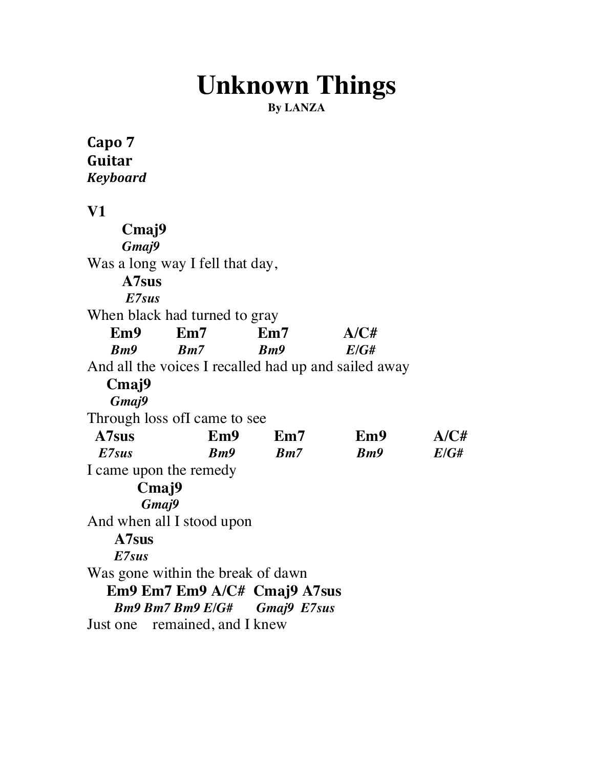# Unknown Things

**By LANZA**

**Capo 7**
**Guitar**
***Keyboard***

**V1**

```
       Cmaj9
       Gmaj9
Was a long way I fell that day,
       A7sus
        E7sus
When black had turned to gray
    Em9       Em7          Em7          A/C#
    Bm9       Bm7          Bm9          E/G#
And all the voices I recalled had up and sailed away
   Cmaj9
    Gmaj9
Through loss ofI came to see
 A7sus              Em9      Em7        Em9        A/C#
  E7sus             Bm9      Bm7        Bm9        E/G#
I came upon the remedy
          Cmaj9
           Gmaj9
And when all I stood upon
      A7sus
      E7sus
Was gone within the break of dawn
   Em9 Em7 Em9 A/C#  Cmaj9 A7sus
    Bm9 Bm7 Bm9 E/G#    Gmaj9  E7sus
Just one    remained, and I knew
```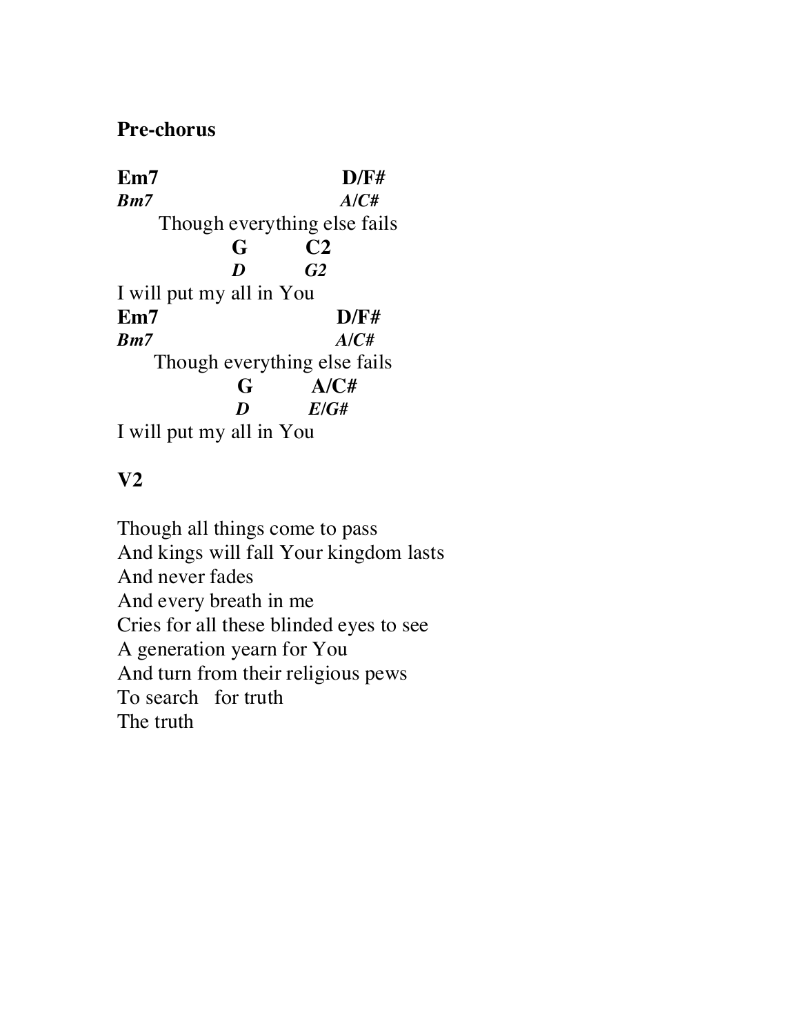**Pre-chorus**

```
Em7                          D/F#
Bm7                          A/C#
       Though everything else fails
              G          C2
              D          G2
I will put my all in You
Em7                          D/F#
Bm7                          A/C#
      Though everything else fails
              G          A/C#
              D          E/G#
I will put my all in You
```

**V2**

Though all things come to pass
And kings will fall Your kingdom lasts
And never fades
And every breath in me
Cries for all these blinded eyes to see
A generation yearn for You
And turn from their religious pews
To search  for truth
The truth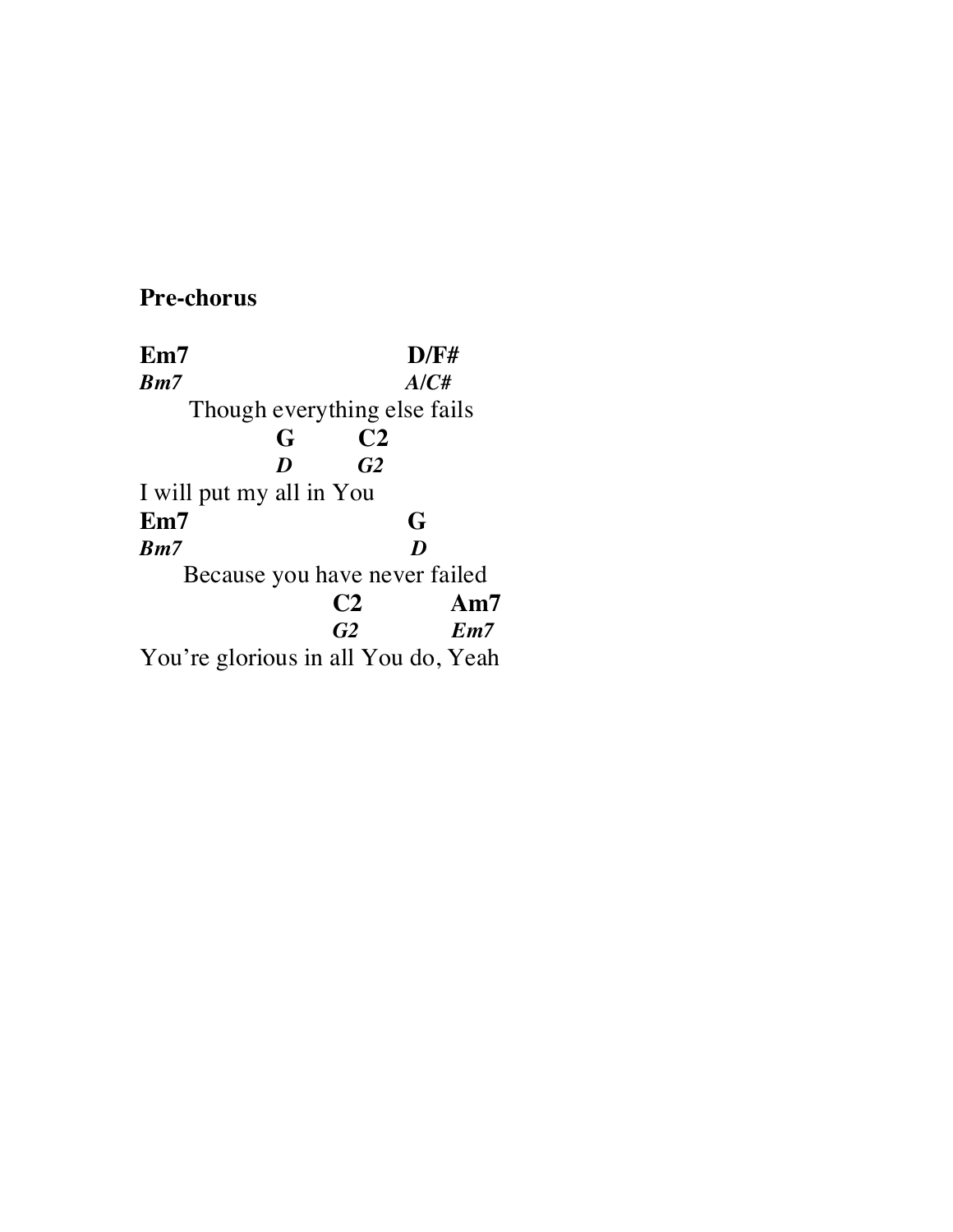**Pre-chorus**

```
Em7                          D/F#
Bm7                          A/C#
       Though everything else fails
              G          C2
              D          G2
I will put my all in You
Em7                          G
Bm7                          D
      Because you have never failed
                    C2             Am7
                    G2             Em7
You're glorious in all You do, Yeah
```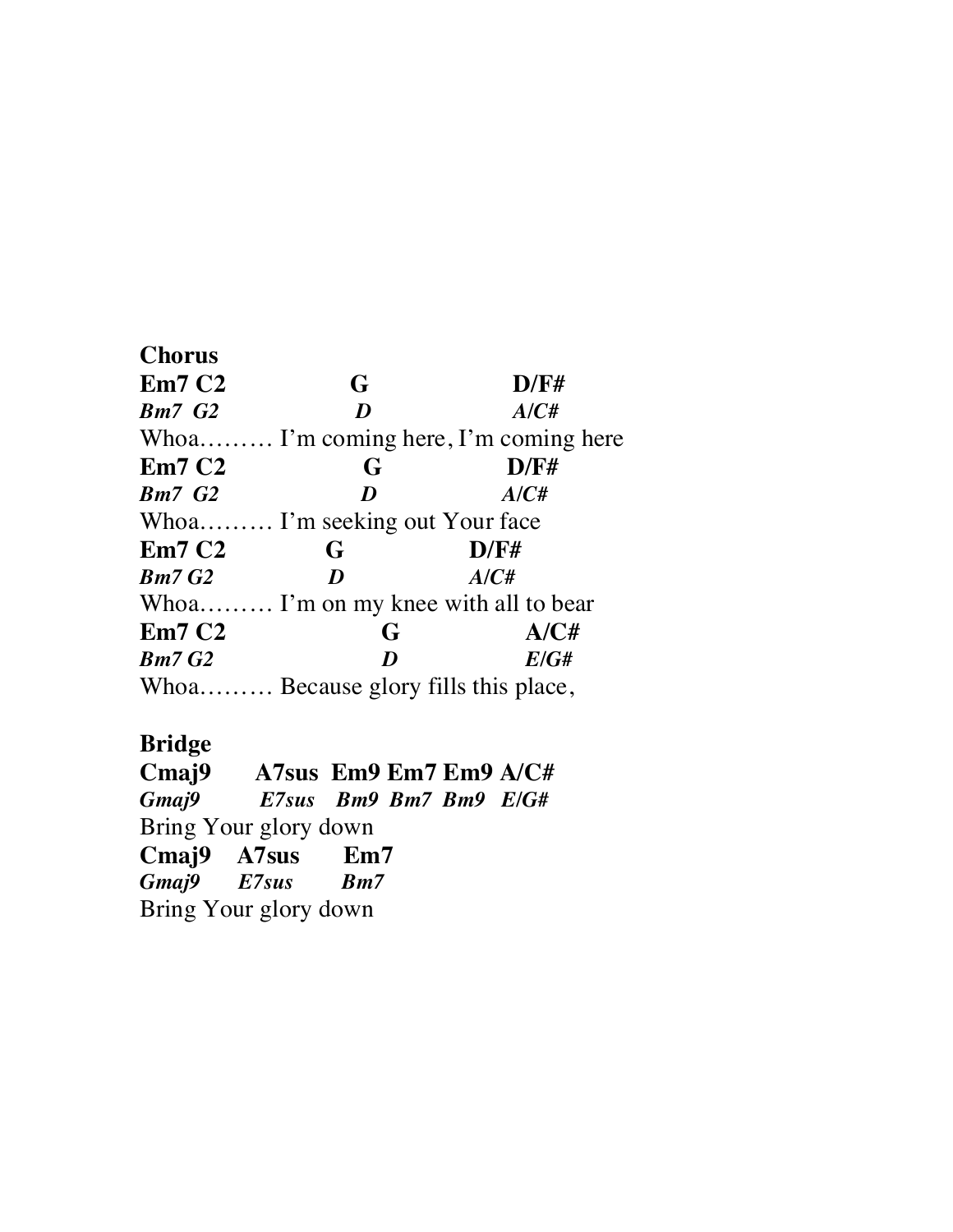**Chorus**

```
Em7 C2              G                 D/F#
Bm7  G2             D                 A/C#
Whoa……… I'm coming here, I'm coming here
Em7 C2               G                D/F#
Bm7  G2              D                A/C#
Whoa……… I'm seeking out Your face
Em7 C2            G                D/F#
Bm7 G2            D                A/C#
Whoa……… I'm on my knee with all to bear
Em7 C2                  G               A/C#
Bm7 G2                  D               E/G#
Whoa……… Because glory fills this place,
```

**Bridge**

```
Cmaj9      A7sus  Em9 Em7 Em9 A/C#
Gmaj9       E7sus   Bm9  Bm7  Bm9   E/G#
Bring Your glory down
Cmaj9    A7sus      Em7
Gmaj9      E7sus       Bm7
Bring Your glory down
```